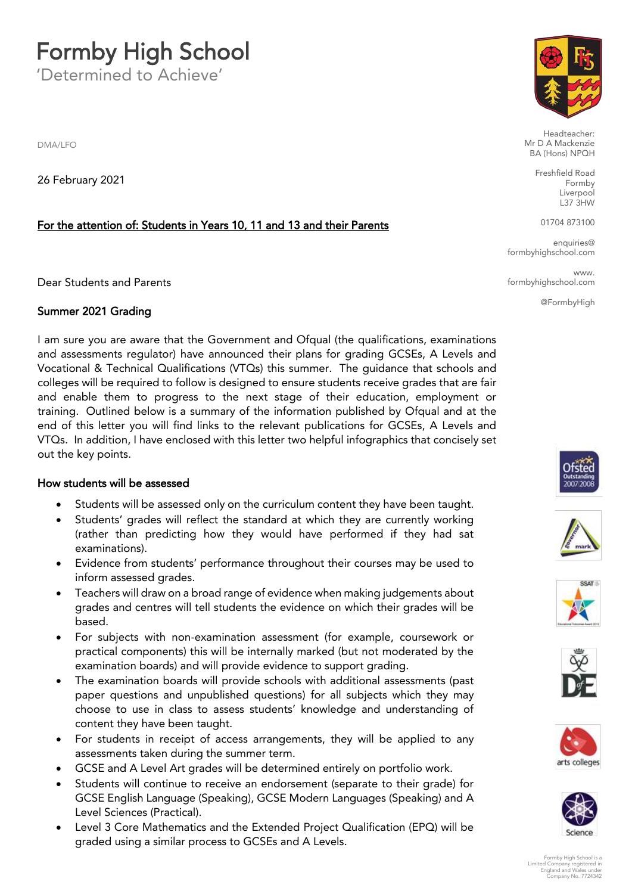# Formby High School

'Determined to Achieve'

Headteacher:
Mr D A Mackenzie
BA (Hons) NPQH

Freshfield Road
Formby
Liverpool
L37 3HW

01704 873100

enquiries@formbyhighschool.com

www.formbyhighschool.com

@FormbyHigh

DMA/LFO

26 February 2021

For the attention of: Students in Years 10, 11 and 13 and their Parents

Dear Students and Parents

## Summer 2021 Grading

I am sure you are aware that the Government and Ofqual (the qualifications, examinations and assessments regulator) have announced their plans for grading GCSEs, A Levels and Vocational & Technical Qualifications (VTQs) this summer. The guidance that schools and colleges will be required to follow is designed to ensure students receive grades that are fair and enable them to progress to the next stage of their education, employment or training. Outlined below is a summary of the information published by Ofqual and at the end of this letter you will find links to the relevant publications for GCSEs, A Levels and VTQs. In addition, I have enclosed with this letter two helpful infographics that concisely set out the key points.

### How students will be assessed

- Students will be assessed only on the curriculum content they have been taught.
- Students' grades will reflect the standard at which they are currently working (rather than predicting how they would have performed if they had sat examinations).
- Evidence from students' performance throughout their courses may be used to inform assessed grades.
- Teachers will draw on a broad range of evidence when making judgements about grades and centres will tell students the evidence on which their grades will be based.
- For subjects with non-examination assessment (for example, coursework or practical components) this will be internally marked (but not moderated by the examination boards) and will provide evidence to support grading.
- The examination boards will provide schools with additional assessments (past paper questions and unpublished questions) for all subjects which they may choose to use in class to assess students' knowledge and understanding of content they have been taught.
- For students in receipt of access arrangements, they will be applied to any assessments taken during the summer term.
- GCSE and A Level Art grades will be determined entirely on portfolio work.
- Students will continue to receive an endorsement (separate to their grade) for GCSE English Language (Speaking), GCSE Modern Languages (Speaking) and A Level Sciences (Practical).
- Level 3 Core Mathematics and the Extended Project Qualification (EPQ) will be graded using a similar process to GCSEs and A Levels.

Formby High School is a Limited Company registered in England and Wales under Company No. 7724342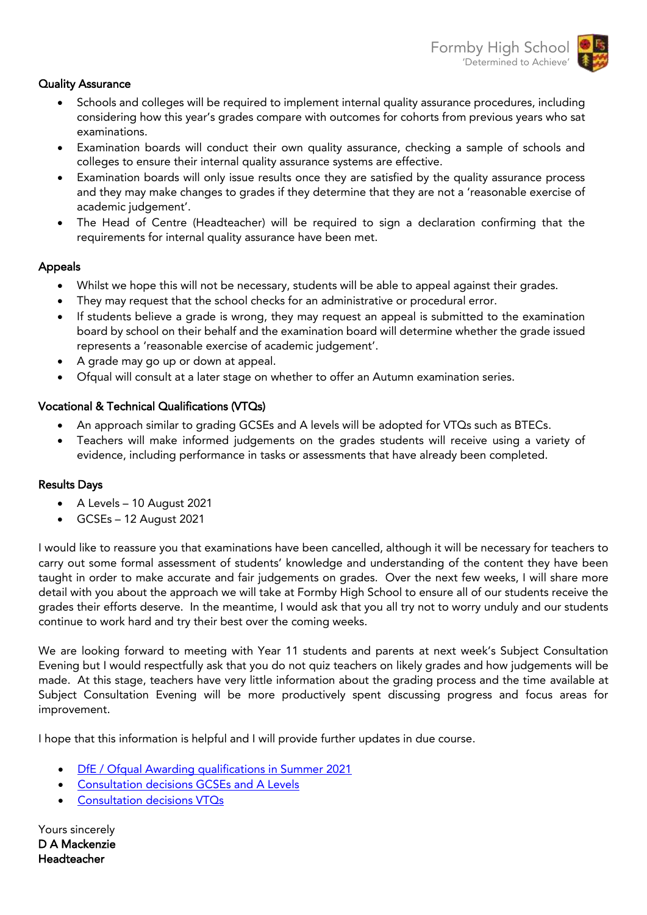**Quality Assurance**

- Schools and colleges will be required to implement internal quality assurance procedures, including considering how this year's grades compare with outcomes for cohorts from previous years who sat examinations.
- Examination boards will conduct their own quality assurance, checking a sample of schools and colleges to ensure their internal quality assurance systems are effective.
- Examination boards will only issue results once they are satisfied by the quality assurance process and they may make changes to grades if they determine that they are not a 'reasonable exercise of academic judgement'.
- The Head of Centre (Headteacher) will be required to sign a declaration confirming that the requirements for internal quality assurance have been met.

**Appeals**

- Whilst we hope this will not be necessary, students will be able to appeal against their grades.
- They may request that the school checks for an administrative or procedural error.
- If students believe a grade is wrong, they may request an appeal is submitted to the examination board by school on their behalf and the examination board will determine whether the grade issued represents a 'reasonable exercise of academic judgement'.
- A grade may go up or down at appeal.
- Ofqual will consult at a later stage on whether to offer an Autumn examination series.

**Vocational & Technical Qualifications (VTQs)**

- An approach similar to grading GCSEs and A levels will be adopted for VTQs such as BTECs.
- Teachers will make informed judgements on the grades students will receive using a variety of evidence, including performance in tasks or assessments that have already been completed.

**Results Days**

- A Levels – 10 August 2021
- GCSEs – 12 August 2021

I would like to reassure you that examinations have been cancelled, although it will be necessary for teachers to carry out some formal assessment of students' knowledge and understanding of the content they have been taught in order to make accurate and fair judgements on grades. Over the next few weeks, I will share more detail with you about the approach we will take at Formby High School to ensure all of our students receive the grades their efforts deserve. In the meantime, I would ask that you all try not to worry unduly and our students continue to work hard and try their best over the coming weeks.

We are looking forward to meeting with Year 11 students and parents at next week's Subject Consultation Evening but I would respectfully ask that you do not quiz teachers on likely grades and how judgements will be made. At this stage, teachers have very little information about the grading process and the time available at Subject Consultation Evening will be more productively spent discussing progress and focus areas for improvement.

I hope that this information is helpful and I will provide further updates in due course.

- DfE / Ofqual Awarding qualifications in Summer 2021
- Consultation decisions GCSEs and A Levels
- Consultation decisions VTQs

Yours sincerely
**D A Mackenzie**
**Headteacher**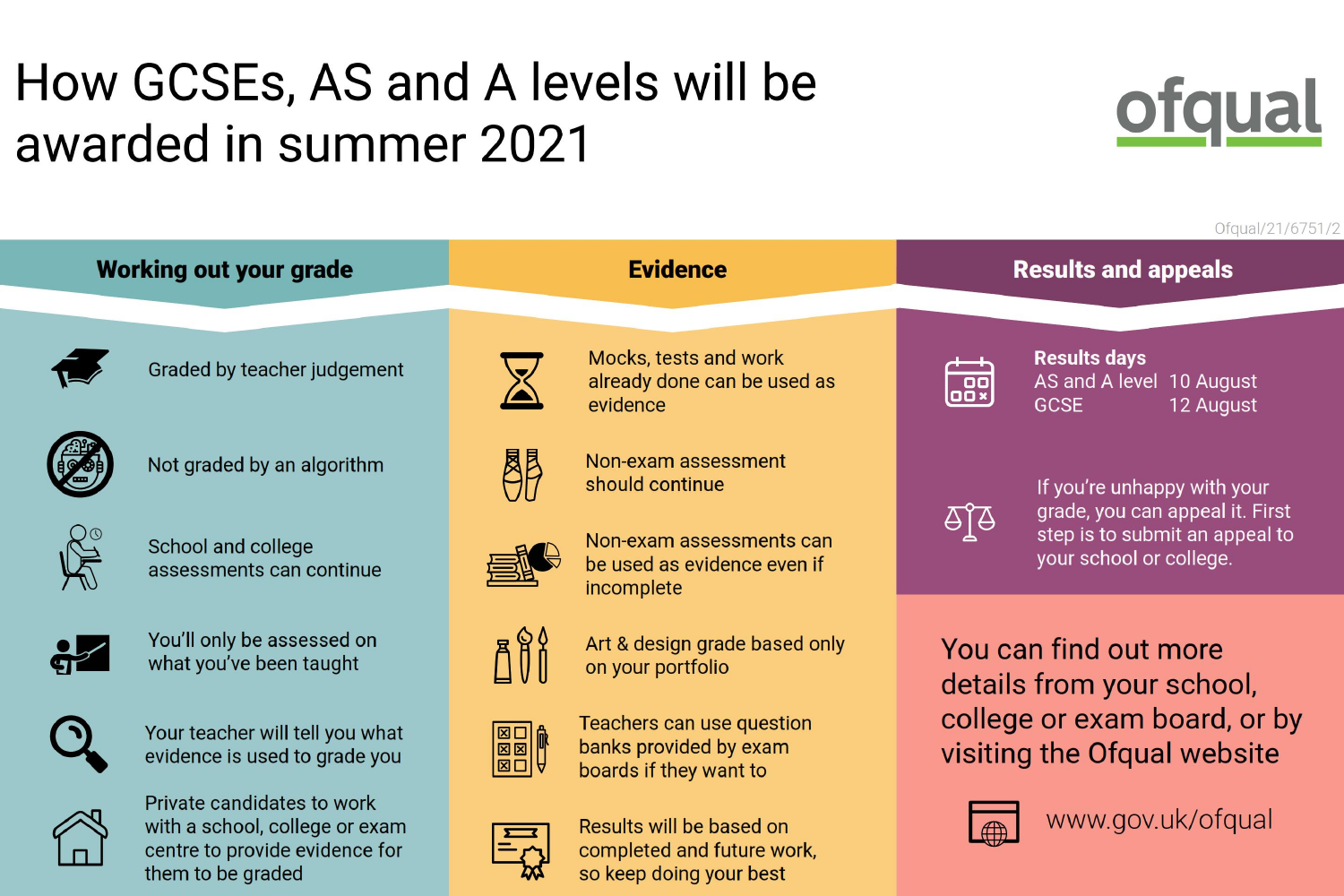# How GCSEs, AS and A levels will be awarded in summer 2021

ofqual

Ofqual/21/6751/2

## Working out your grade

- Graded by teacher judgement
- Not graded by an algorithm
- School and college assessments can continue
- You'll only be assessed on what you've been taught
- Your teacher will tell you what evidence is used to grade you
- Private candidates to work with a school, college or exam centre to provide evidence for them to be graded

## Evidence

- Mocks, tests and work already done can be used as evidence
- Non-exam assessment should continue
- Non-exam assessments can be used as evidence even if incomplete
- Art & design grade based only on your portfolio
- Teachers can use question banks provided by exam boards if they want to
- Results will be based on completed and future work, so keep doing your best

## Results and appeals

**Results days**

| | |
|---|---|
| AS and A level | 10 August |
| GCSE | 12 August |

If you're unhappy with your grade, you can appeal it. First step is to submit an appeal to your school or college.

You can find out more details from your school, college or exam board, or by visiting the Ofqual website

www.gov.uk/ofqual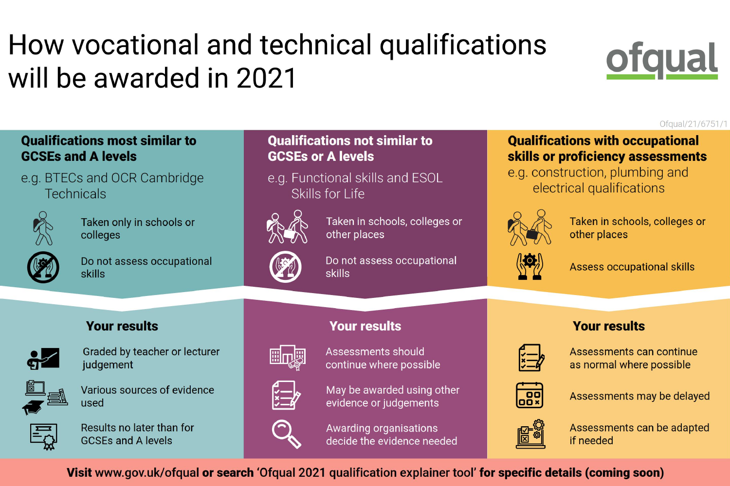# How vocational and technical qualifications will be awarded in 2021

ofqual

Ofqual/21/6751/1

## Qualifications most similar to GCSEs and A levels

e.g. BTECs and OCR Cambridge Technicals

- Taken only in schools or colleges
- Do not assess occupational skills

### Your results

- Graded by teacher or lecturer judgement
- Various sources of evidence used
- Results no later than for GCSEs and A levels

## Qualifications not similar to GCSEs or A levels

e.g. Functional skills and ESOL Skills for Life

- Taken in schools, colleges or other places
- Do not assess occupational skills

### Your results

- Assessments should continue where possible
- May be awarded using other evidence or judgements
- Awarding organisations decide the evidence needed

## Qualifications with occupational skills or proficiency assessments

e.g. construction, plumbing and electrical qualifications

- Taken in schools, colleges or other places
- Assess occupational skills

### Your results

- Assessments can continue as normal where possible
- Assessments may be delayed
- Assessments can be adapted if needed

**Visit** www.gov.uk/ofqual **or search** 'Ofqual 2021 qualification explainer tool' **for specific details (coming soon)**